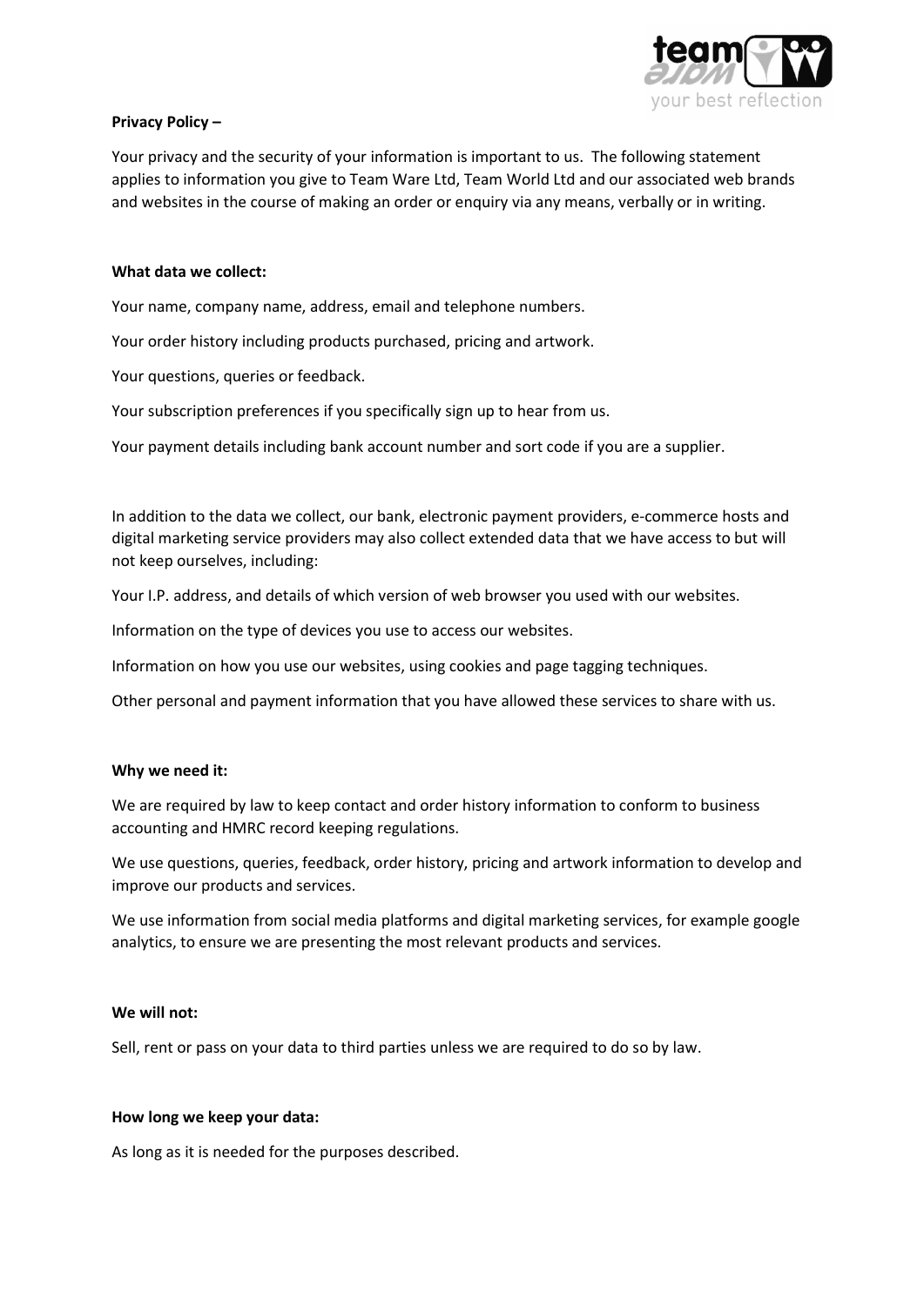**Privacy Policy –**

Your privacy and the security of your information is important to us. The following statement applies to information you give to Team Ware Ltd, Team World Ltd and our associated web brands and websites in the course of making an order or enquiry via any means, verbally or in writing.

**What data we collect:**

Your name, company name, address, email and telephone numbers.

Your order history including products purchased, pricing and artwork.

Your questions, queries or feedback.

Your subscription preferences if you specifically sign up to hear from us.

Your payment details including bank account number and sort code if you are a supplier.

In addition to the data we collect, our bank, electronic payment providers, e-commerce hosts and digital marketing service providers may also collect extended data that we have access to but will not keep ourselves, including:

Your I.P. address, and details of which version of web browser you used with our websites.

Information on the type of devices you use to access our websites.

Information on how you use our websites, using cookies and page tagging techniques.

Other personal and payment information that you have allowed these services to share with us.

**Why we need it:**

We are required by law to keep contact and order history information to conform to business accounting and HMRC record keeping regulations.

We use questions, queries, feedback, order history, pricing and artwork information to develop and improve our products and services.

We use information from social media platforms and digital marketing services, for example google analytics, to ensure we are presenting the most relevant products and services.

**We will not:**

Sell, rent or pass on your data to third parties unless we are required to do so by law.

**How long we keep your data:**

As long as it is needed for the purposes described.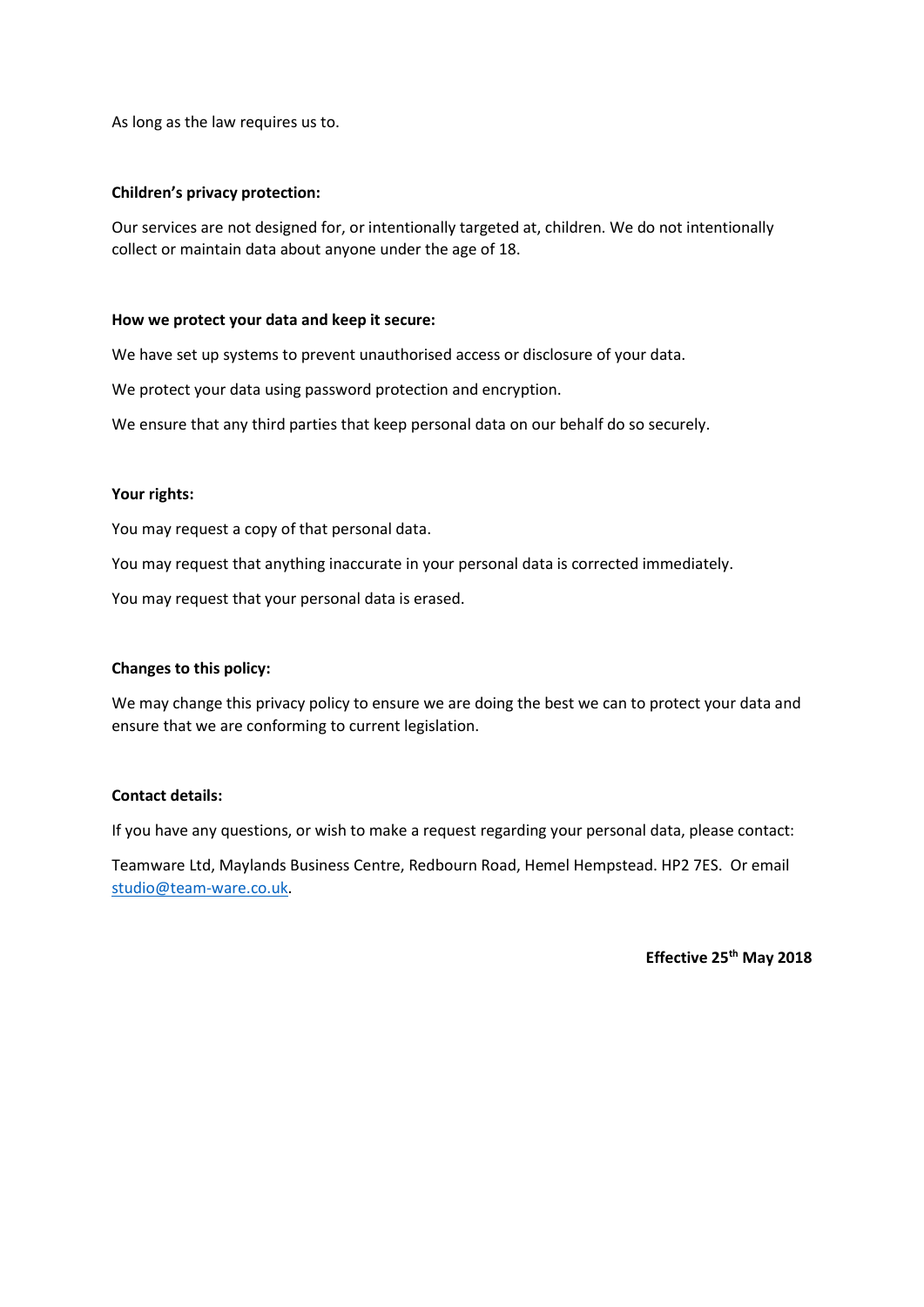As long as the law requires us to.

**Children's privacy protection:**

Our services are not designed for, or intentionally targeted at, children. We do not intentionally collect or maintain data about anyone under the age of 18.

**How we protect your data and keep it secure:**

We have set up systems to prevent unauthorised access or disclosure of your data.

We protect your data using password protection and encryption.

We ensure that any third parties that keep personal data on our behalf do so securely.

**Your rights:**

You may request a copy of that personal data.

You may request that anything inaccurate in your personal data is corrected immediately.

You may request that your personal data is erased.

**Changes to this policy:**

We may change this privacy policy to ensure we are doing the best we can to protect your data and ensure that we are conforming to current legislation.

**Contact details:**

If you have any questions, or wish to make a request regarding your personal data, please contact:

Teamware Ltd, Maylands Business Centre, Redbourn Road, Hemel Hempstead. HP2 7ES. Or email studio@team-ware.co.uk.

**Effective 25th May 2018**